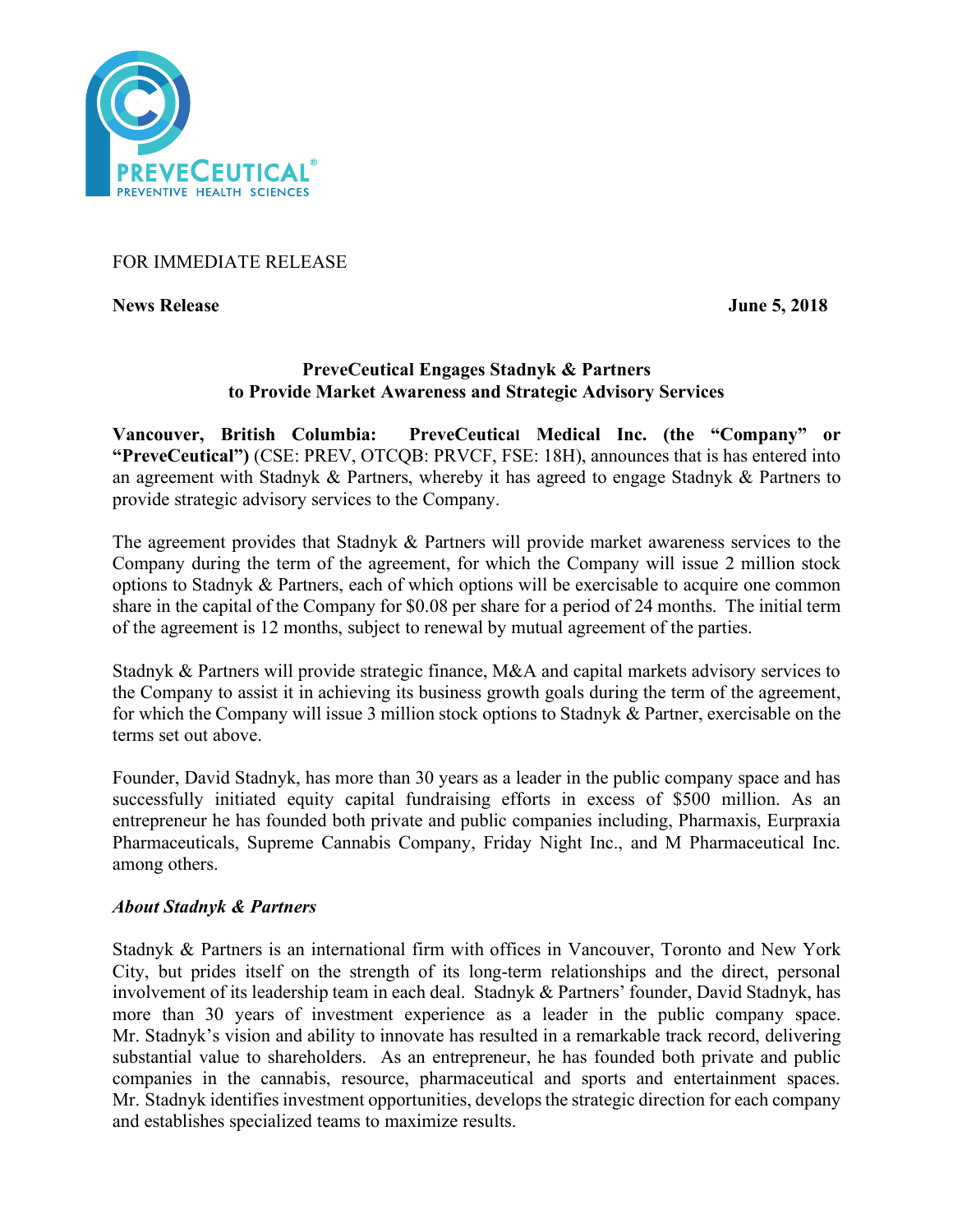FOR IMMEDIATE RELEASE

**News Release** **June 5, 2018**

## PreveCeutical Engages Stadnyk & Partners to Provide Market Awareness and Strategic Advisory Services

**Vancouver, British Columbia: PreveCeutical Medical Inc. (the "Company" or "PreveCeutical")** (CSE: PREV, OTCQB: PRVCF, FSE: 18H), announces that is has entered into an agreement with Stadnyk & Partners, whereby it has agreed to engage Stadnyk & Partners to provide strategic advisory services to the Company.

The agreement provides that Stadnyk & Partners will provide market awareness services to the Company during the term of the agreement, for which the Company will issue 2 million stock options to Stadnyk & Partners, each of which options will be exercisable to acquire one common share in the capital of the Company for $0.08 per share for a period of 24 months. The initial term of the agreement is 12 months, subject to renewal by mutual agreement of the parties.

Stadnyk & Partners will provide strategic finance, M&A and capital markets advisory services to the Company to assist it in achieving its business growth goals during the term of the agreement, for which the Company will issue 3 million stock options to Stadnyk & Partner, exercisable on the terms set out above.

Founder, David Stadnyk, has more than 30 years as a leader in the public company space and has successfully initiated equity capital fundraising efforts in excess of $500 million. As an entrepreneur he has founded both private and public companies including, Pharmaxis, Eurpraxia Pharmaceuticals, Supreme Cannabis Company, Friday Night Inc., and M Pharmaceutical Inc. among others.

### *About Stadnyk & Partners*

Stadnyk & Partners is an international firm with offices in Vancouver, Toronto and New York City, but prides itself on the strength of its long-term relationships and the direct, personal involvement of its leadership team in each deal. Stadnyk & Partners' founder, David Stadnyk, has more than 30 years of investment experience as a leader in the public company space. Mr. Stadnyk's vision and ability to innovate has resulted in a remarkable track record, delivering substantial value to shareholders. As an entrepreneur, he has founded both private and public companies in the cannabis, resource, pharmaceutical and sports and entertainment spaces. Mr. Stadnyk identifies investment opportunities, develops the strategic direction for each company and establishes specialized teams to maximize results.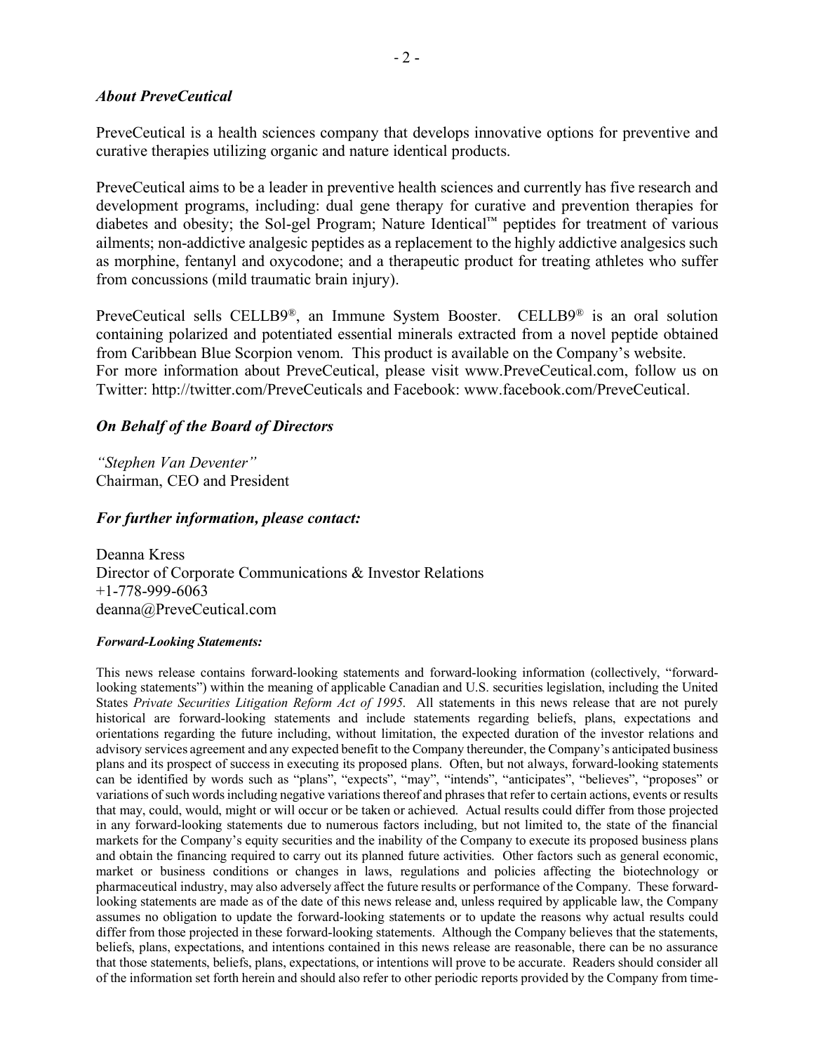### *About PreveCeutical*

PreveCeutical is a health sciences company that develops innovative options for preventive and curative therapies utilizing organic and nature identical products.

PreveCeutical aims to be a leader in preventive health sciences and currently has five research and development programs, including: dual gene therapy for curative and prevention therapies for diabetes and obesity; the Sol-gel Program; Nature Identical™ peptides for treatment of various ailments; non-addictive analgesic peptides as a replacement to the highly addictive analgesics such as morphine, fentanyl and oxycodone; and a therapeutic product for treating athletes who suffer from concussions (mild traumatic brain injury).

PreveCeutical sells CELLB9®, an Immune System Booster. CELLB9® is an oral solution containing polarized and potentiated essential minerals extracted from a novel peptide obtained from Caribbean Blue Scorpion venom. This product is available on the Company's website. For more information about PreveCeutical, please visit www.PreveCeutical.com, follow us on Twitter: http://twitter.com/PreveCeuticals and Facebook: www.facebook.com/PreveCeutical.

### *On Behalf of the Board of Directors*

*"Stephen Van Deventer"*
Chairman, CEO and President

### *For further information, please contact:*

Deanna Kress
Director of Corporate Communications & Investor Relations
+1-778-999-6063
deanna@PreveCeutical.com

***Forward-Looking Statements:***

This news release contains forward-looking statements and forward-looking information (collectively, "forward-looking statements") within the meaning of applicable Canadian and U.S. securities legislation, including the United States *Private Securities Litigation Reform Act of 1995*. All statements in this news release that are not purely historical are forward-looking statements and include statements regarding beliefs, plans, expectations and orientations regarding the future including, without limitation, the expected duration of the investor relations and advisory services agreement and any expected benefit to the Company thereunder, the Company's anticipated business plans and its prospect of success in executing its proposed plans. Often, but not always, forward-looking statements can be identified by words such as "plans", "expects", "may", "intends", "anticipates", "believes", "proposes" or variations of such words including negative variations thereof and phrases that refer to certain actions, events or results that may, could, would, might or will occur or be taken or achieved. Actual results could differ from those projected in any forward-looking statements due to numerous factors including, but not limited to, the state of the financial markets for the Company's equity securities and the inability of the Company to execute its proposed business plans and obtain the financing required to carry out its planned future activities. Other factors such as general economic, market or business conditions or changes in laws, regulations and policies affecting the biotechnology or pharmaceutical industry, may also adversely affect the future results or performance of the Company. These forward-looking statements are made as of the date of this news release and, unless required by applicable law, the Company assumes no obligation to update the forward-looking statements or to update the reasons why actual results could differ from those projected in these forward-looking statements. Although the Company believes that the statements, beliefs, plans, expectations, and intentions contained in this news release are reasonable, there can be no assurance that those statements, beliefs, plans, expectations, or intentions will prove to be accurate. Readers should consider all of the information set forth herein and should also refer to other periodic reports provided by the Company from time-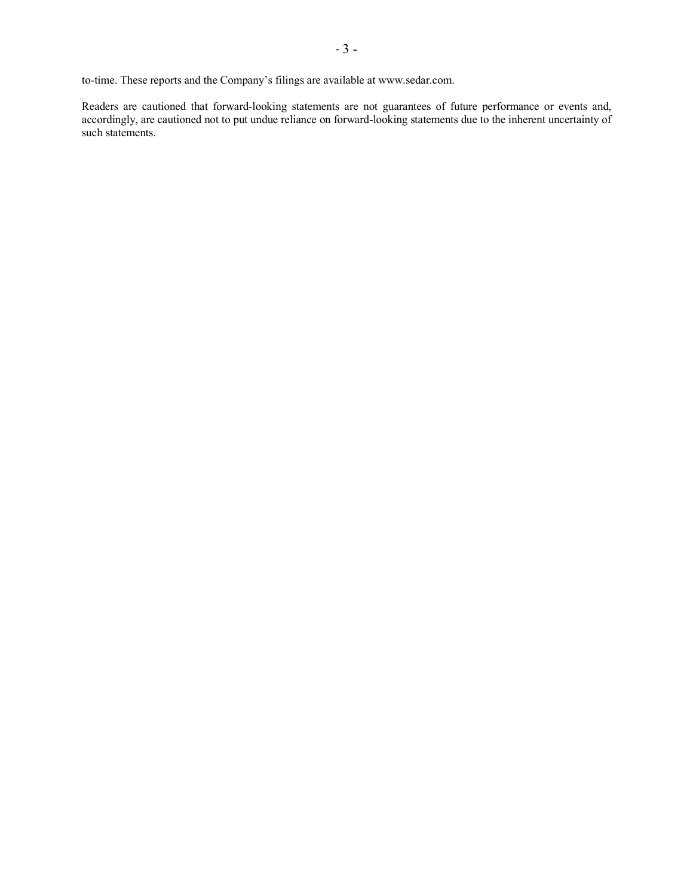to-time. These reports and the Company's filings are available at www.sedar.com.

Readers are cautioned that forward-looking statements are not guarantees of future performance or events and, accordingly, are cautioned not to put undue reliance on forward-looking statements due to the inherent uncertainty of such statements.